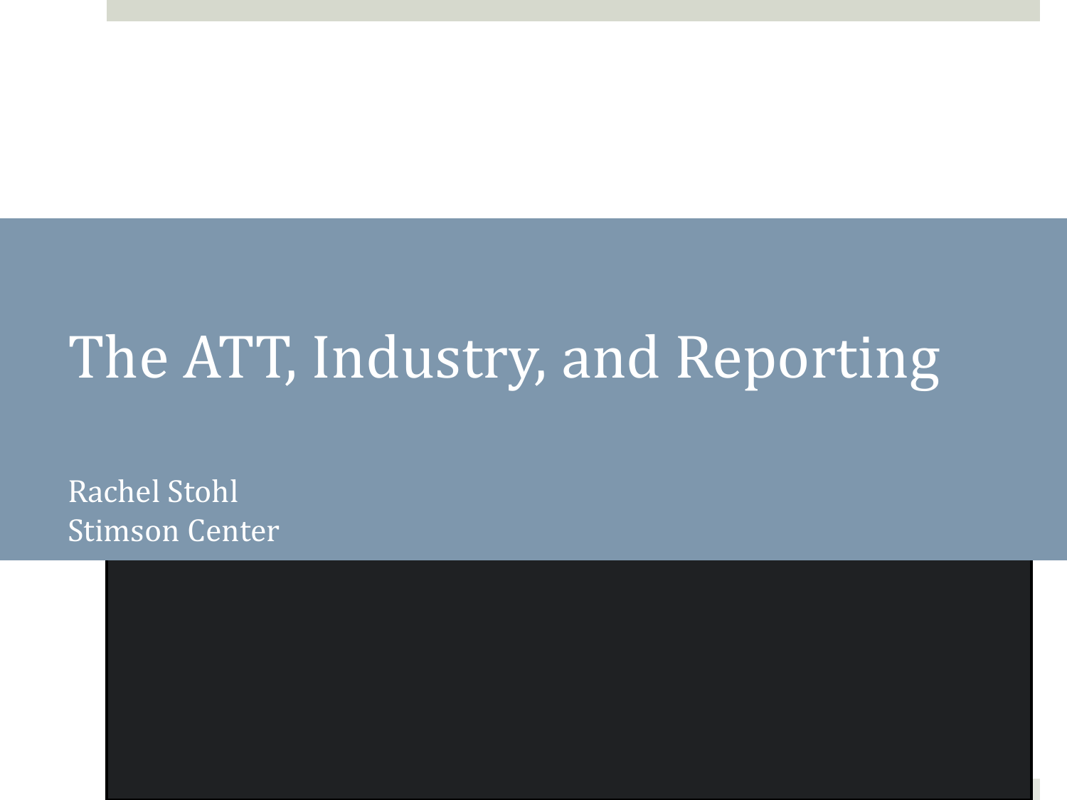# The ATT, Industry, and Reporting

Rachel Stohl
Stimson Center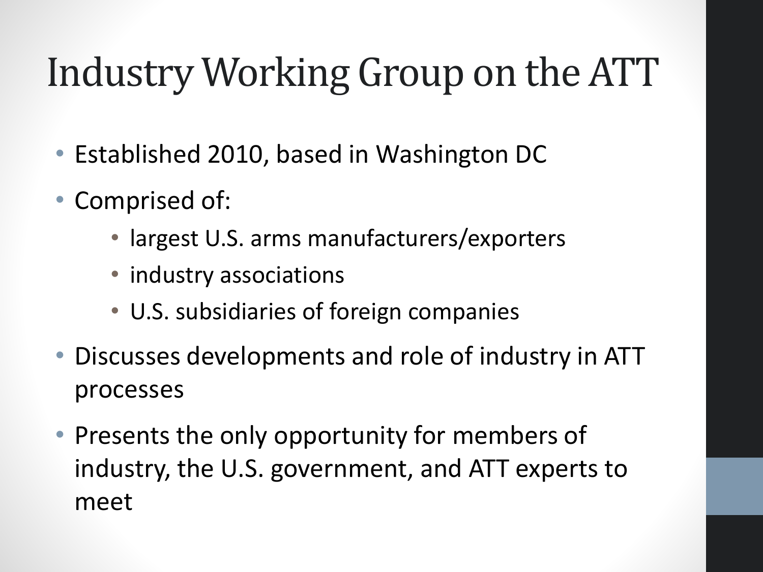# Industry Working Group on the ATT

- Established 2010, based in Washington DC
- Comprised of:
  - largest U.S. arms manufacturers/exporters
  - industry associations
  - U.S. subsidiaries of foreign companies
- Discusses developments and role of industry in ATT processes
- Presents the only opportunity for members of industry, the U.S. government, and ATT experts to meet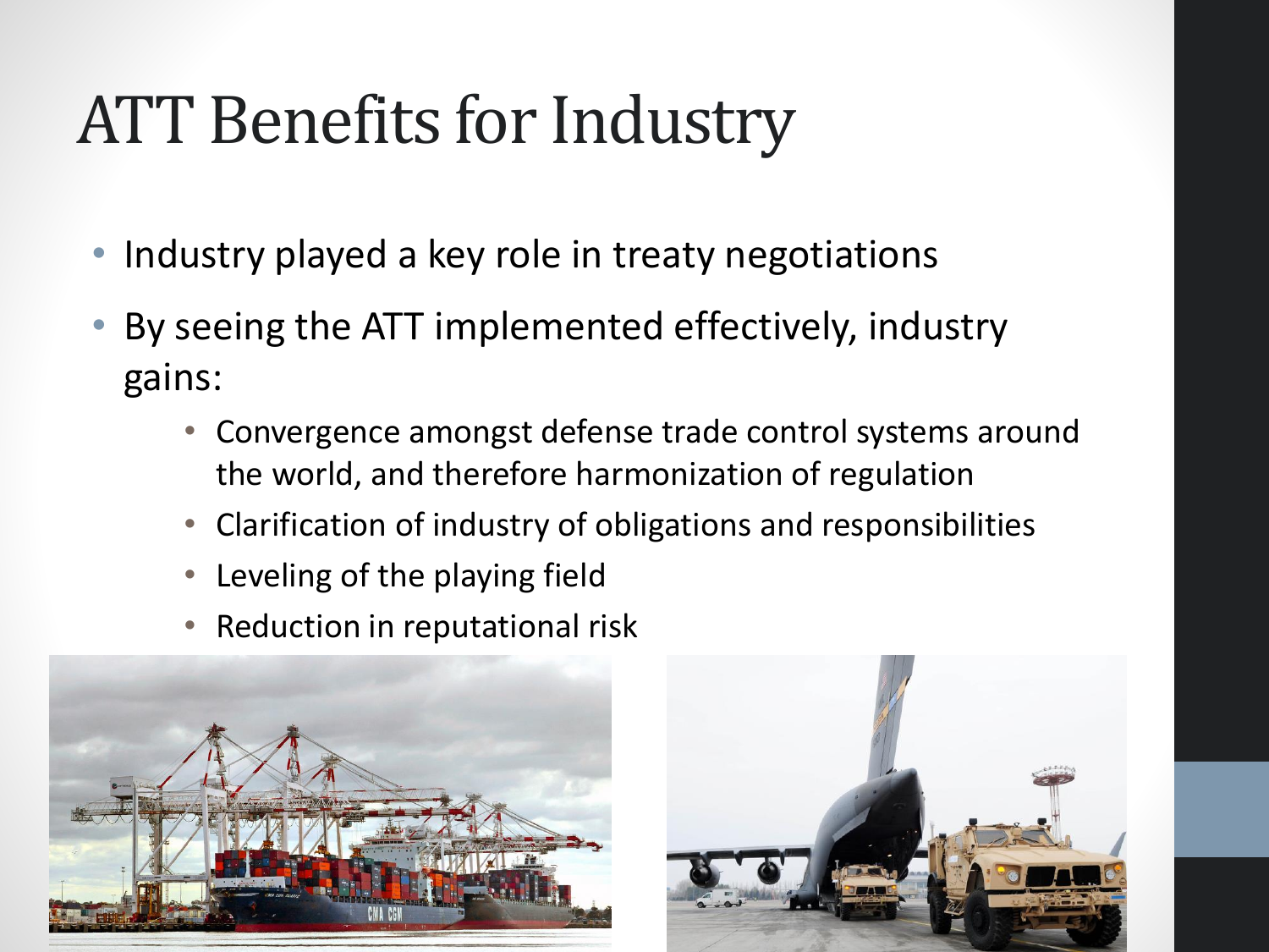# ATT Benefits for Industry

- Industry played a key role in treaty negotiations
- By seeing the ATT implemented effectively, industry gains:
  - Convergence amongst defense trade control systems around the world, and therefore harmonization of regulation
  - Clarification of industry of obligations and responsibilities
  - Leveling of the playing field
  - Reduction in reputational risk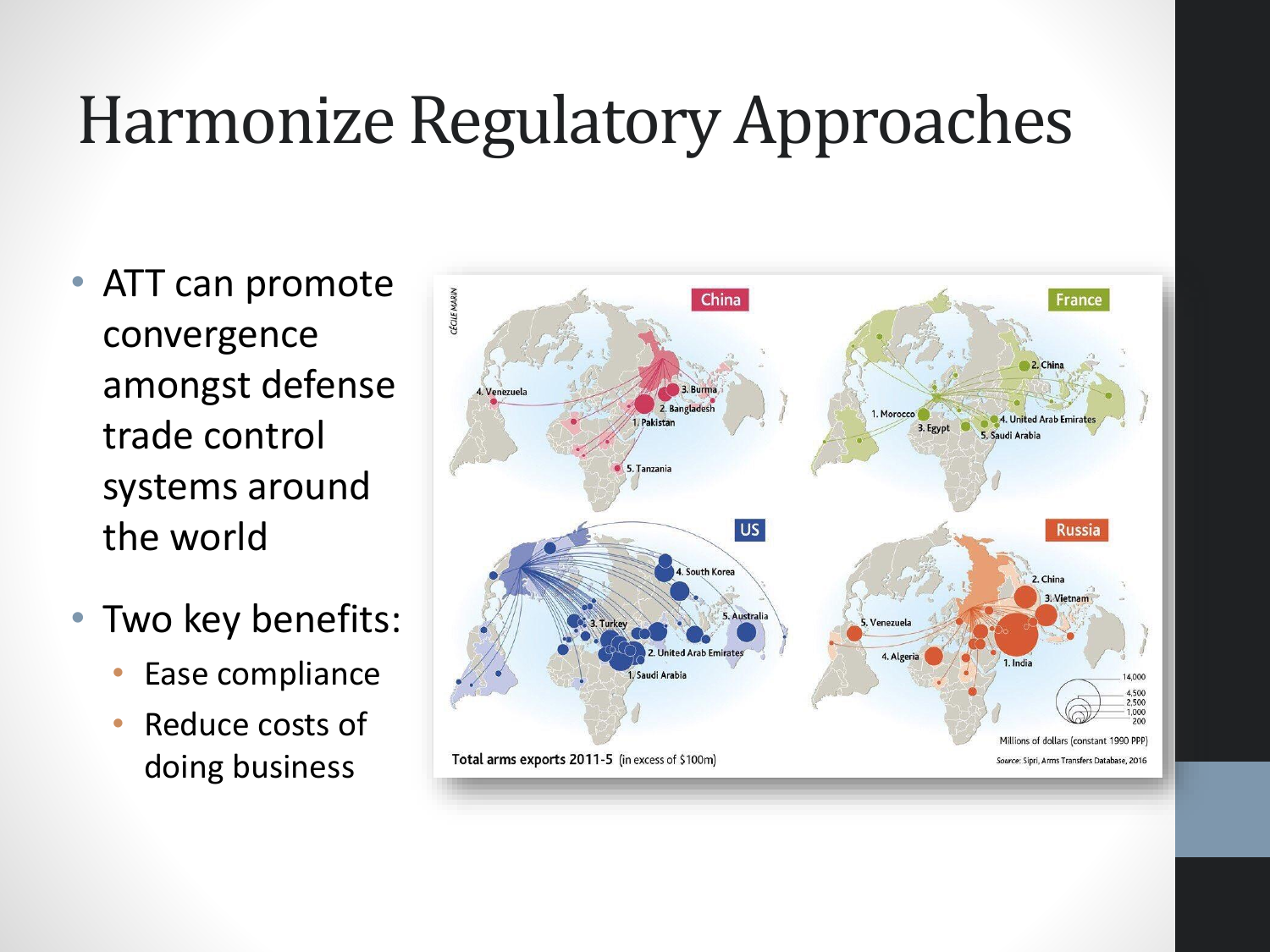# Harmonize Regulatory Approaches

- ATT can promote convergence amongst defense trade control systems around the world
- Two key benefits:
  - Ease compliance
  - Reduce costs of doing business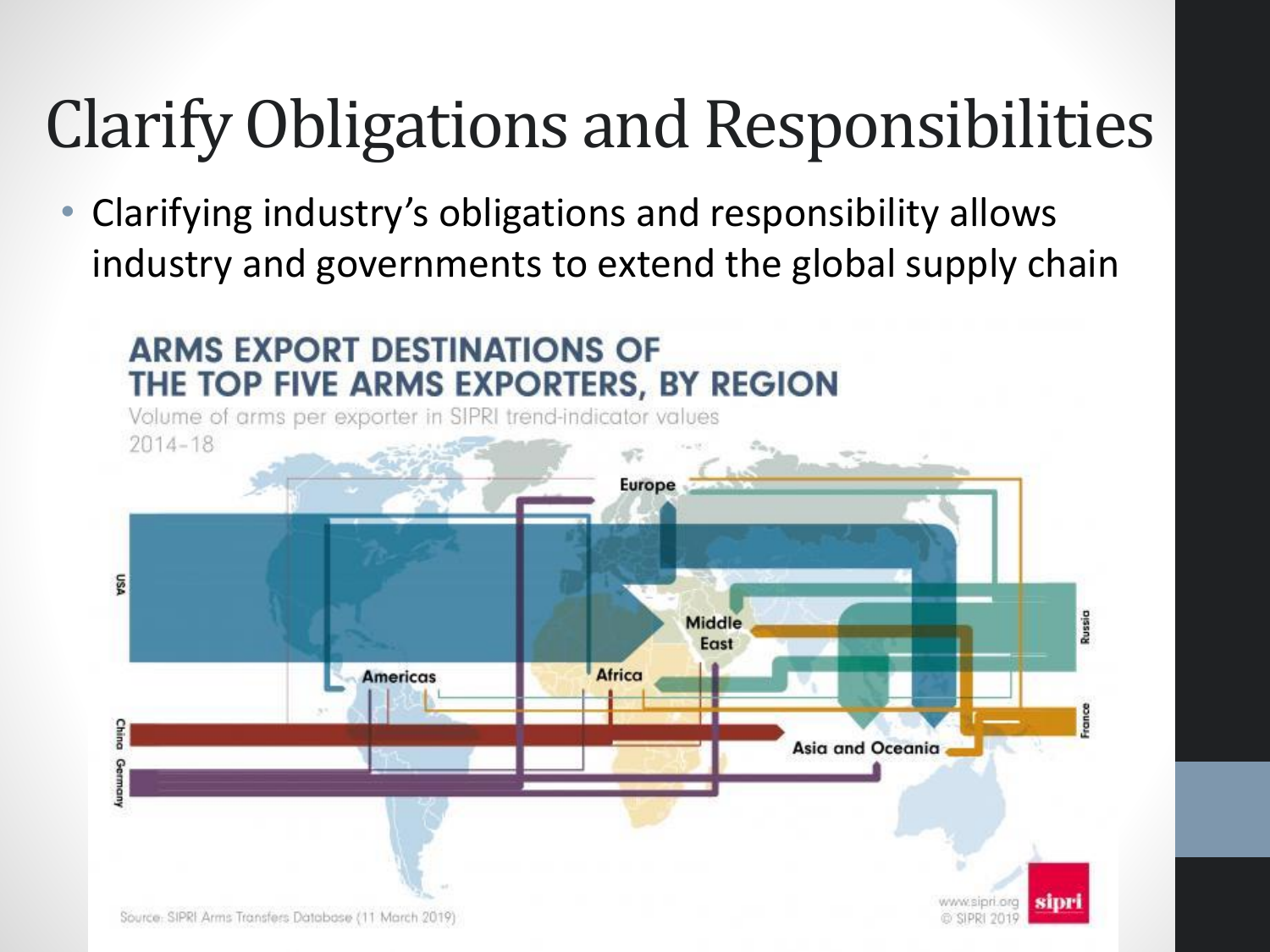# Clarify Obligations and Responsibilities

- Clarifying industry's obligations and responsibility allows industry and governments to extend the global supply chain

**ARMS EXPORT DESTINATIONS OF THE TOP FIVE ARMS EXPORTERS, BY REGION**

Volume of arms per exporter in SIPRI trend-indicator values 2014–18

Europe

USA

Middle East

Russia

Americas

Africa

France

China

Germany

Asia and Oceania

Source: SIPRI Arms Transfers Database (11 March 2019)

www.sipri.org © SIPRI 2019

sipri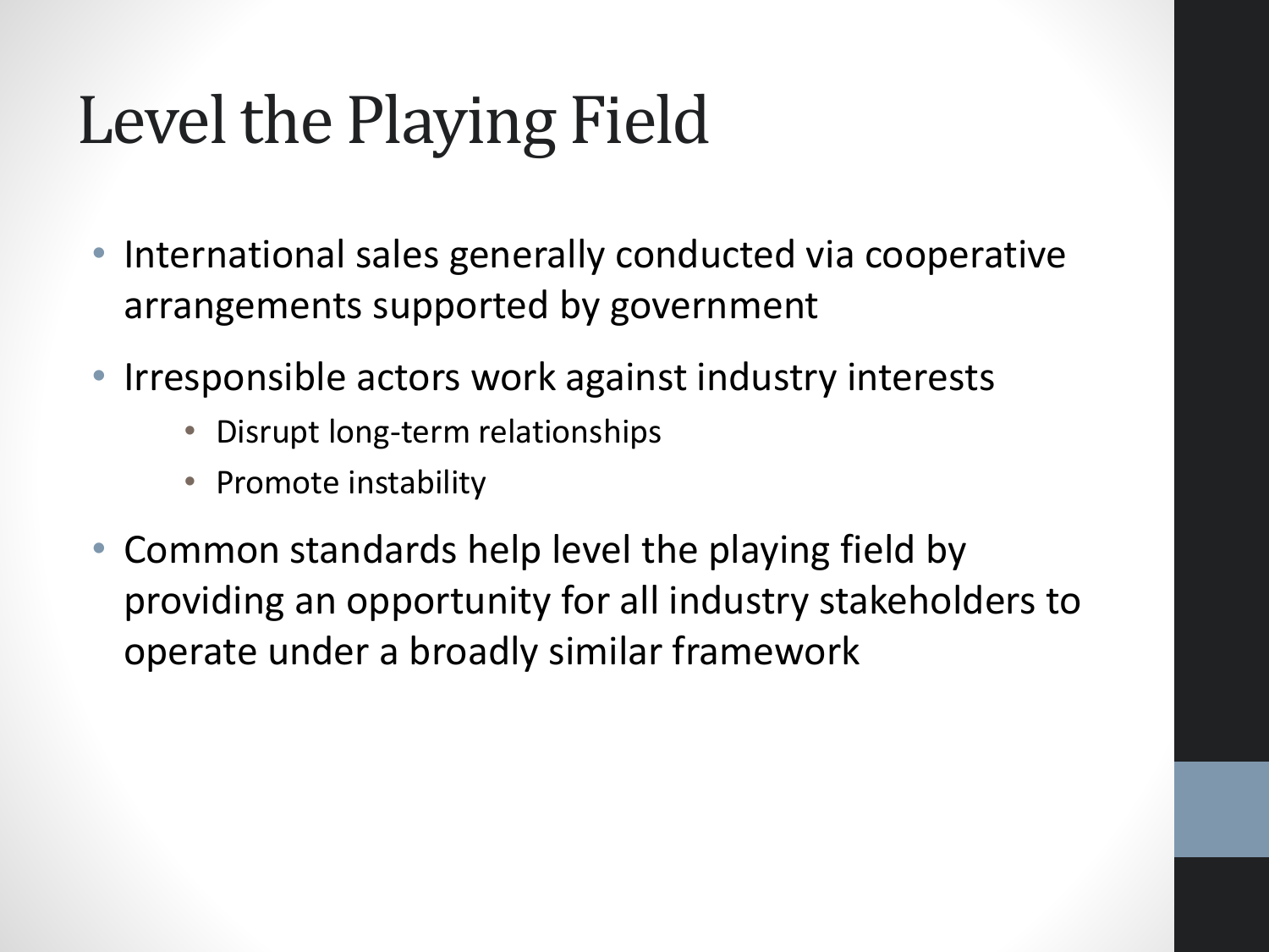# Level the Playing Field

- International sales generally conducted via cooperative arrangements supported by government
- Irresponsible actors work against industry interests
  - Disrupt long-term relationships
  - Promote instability
- Common standards help level the playing field by providing an opportunity for all industry stakeholders to operate under a broadly similar framework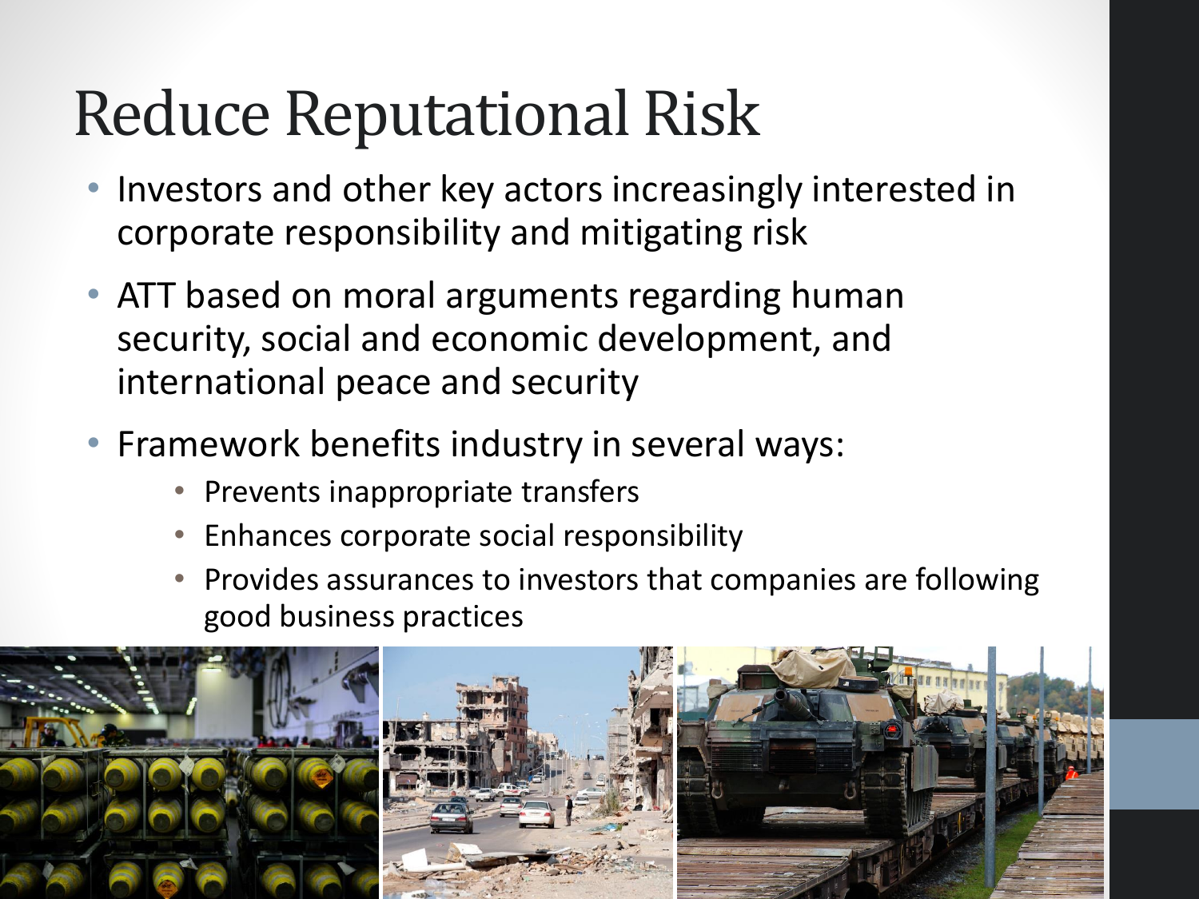# Reduce Reputational Risk

- Investors and other key actors increasingly interested in corporate responsibility and mitigating risk
- ATT based on moral arguments regarding human security, social and economic development, and international peace and security
- Framework benefits industry in several ways:
  - Prevents inappropriate transfers
  - Enhances corporate social responsibility
  - Provides assurances to investors that companies are following good business practices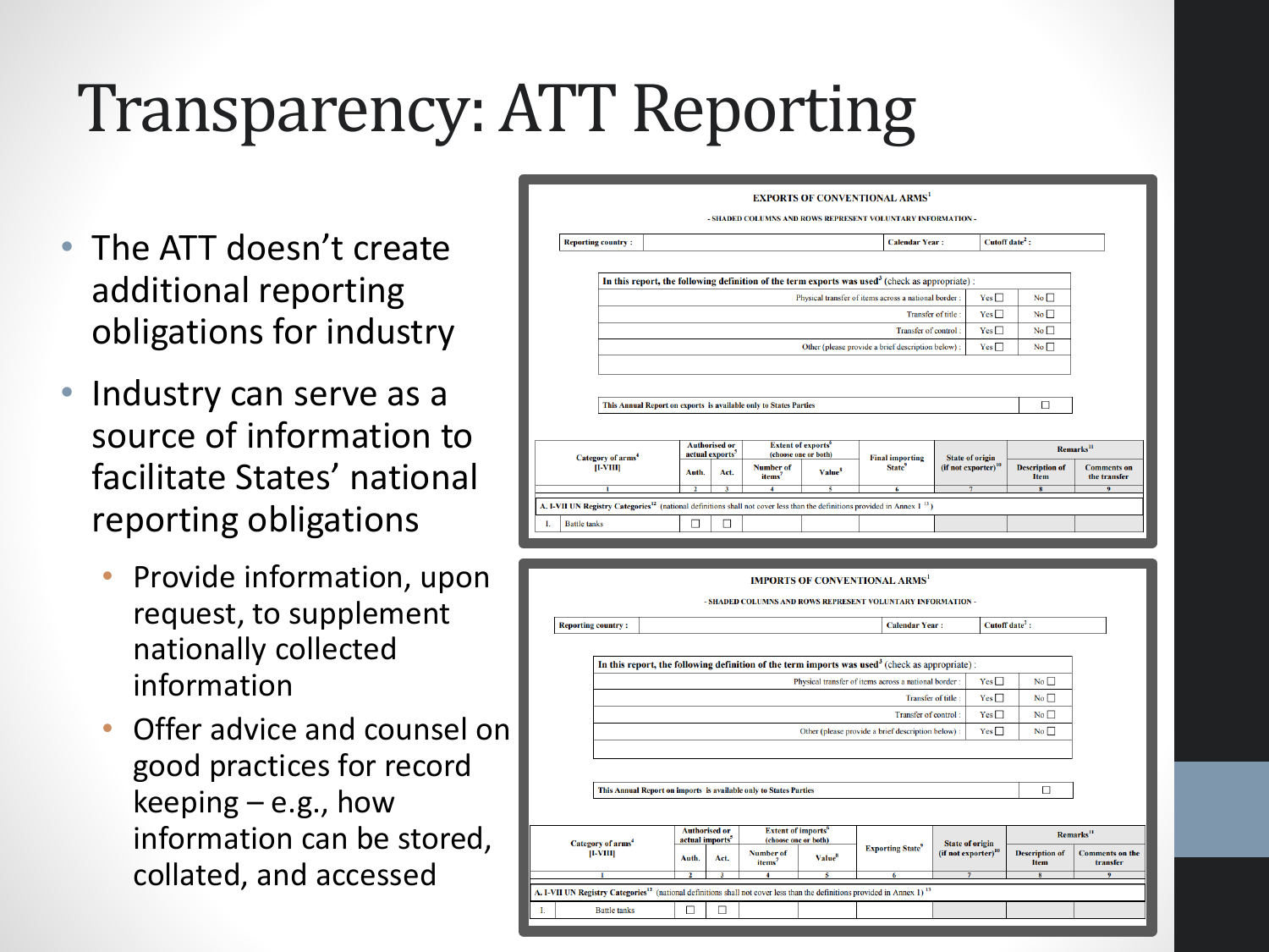# Transparency: ATT Reporting

- The ATT doesn't create additional reporting obligations for industry
- Industry can serve as a source of information to facilitate States' national reporting obligations
  - Provide information, upon request, to supplement nationally collected information
  - Offer advice and counsel on good practices for record keeping – e.g., how information can be stored, collated, and accessed

**EXPORTS OF CONVENTIONAL ARMS**[1]

- SHADED COLUMNS AND ROWS REPRESENT VOLUNTARY INFORMATION -

| Reporting country : | | Calendar Year : | Cutoff date[2] : |
|---|---|---|---|

| In this report, the following definition of the term exports was used[3] (check as appropriate) : | | |
|---|---|---|
| Physical transfer of items across a national border : | Yes ☐ | No ☐ |
| Transfer of title : | Yes ☐ | No ☐ |
| Transfer of control : | Yes ☐ | No ☐ |
| Other (please provide a brief description below) : | Yes ☐ | No ☐ |
| | | |

| This Annual Report on exports is available only to States Parties | ☐ |
|---|---|

| Category of arms[4] [I-VIII] | Authorised or actual exports[5] | | Extent of exports[6] (choose one or both) | | Final importing State[9] | State of origin (if not exporter)[10] | Remarks[11] | |
|---|---|---|---|---|---|---|---|---|
| | Auth. | Act. | Number of items[7] | Value[8] | | | Description of Item | Comments on the transfer |
| 1 | 2 | 3 | 4 | 5 | 6 | 7 | 8 | 9 |
| A. I-VII UN Registry Categories[12] (national definitions shall not cover less than the definitions provided in Annex 1 [13]) | | | | | | | | |
| I. Battle tanks | ☐ | ☐ | | | | | | |

**IMPORTS OF CONVENTIONAL ARMS**[1]

- SHADED COLUMNS AND ROWS REPRESENT VOLUNTARY INFORMATION -

| Reporting country : | | Calendar Year : | Cutoff date[2] : |
|---|---|---|---|

| In this report, the following definition of the term imports was used[3] (check as appropriate) : | | |
|---|---|---|
| Physical transfer of items across a national border : | Yes ☐ | No ☐ |
| Transfer of title : | Yes ☐ | No ☐ |
| Transfer of control : | Yes ☐ | No ☐ |
| Other (please provide a brief description below) : | Yes ☐ | No ☐ |
| | | |

| This Annual Report on imports is available only to States Parties | ☐ |
|---|---|

| Category of arms[4] [I-VIII] | Authorised or actual imports[5] | | Extent of imports[6] (choose one or both) | | Exporting State[9] | State of origin (if not exporter)[10] | Remarks[11] | |
|---|---|---|---|---|---|---|---|---|
| | Auth. | Act. | Number of items[7] | Value[8] | | | Description of Item | Comments on the transfer |
| 1 | 2 | 3 | 4 | 5 | 6 | 7 | 8 | 9 |
| A. I-VII UN Registry Categories[12] (national definitions shall not cover less than the definitions provided in Annex 1) [13] | | | | | | | | |
| I. Battle tanks | ☐ | ☐ | | | | | | |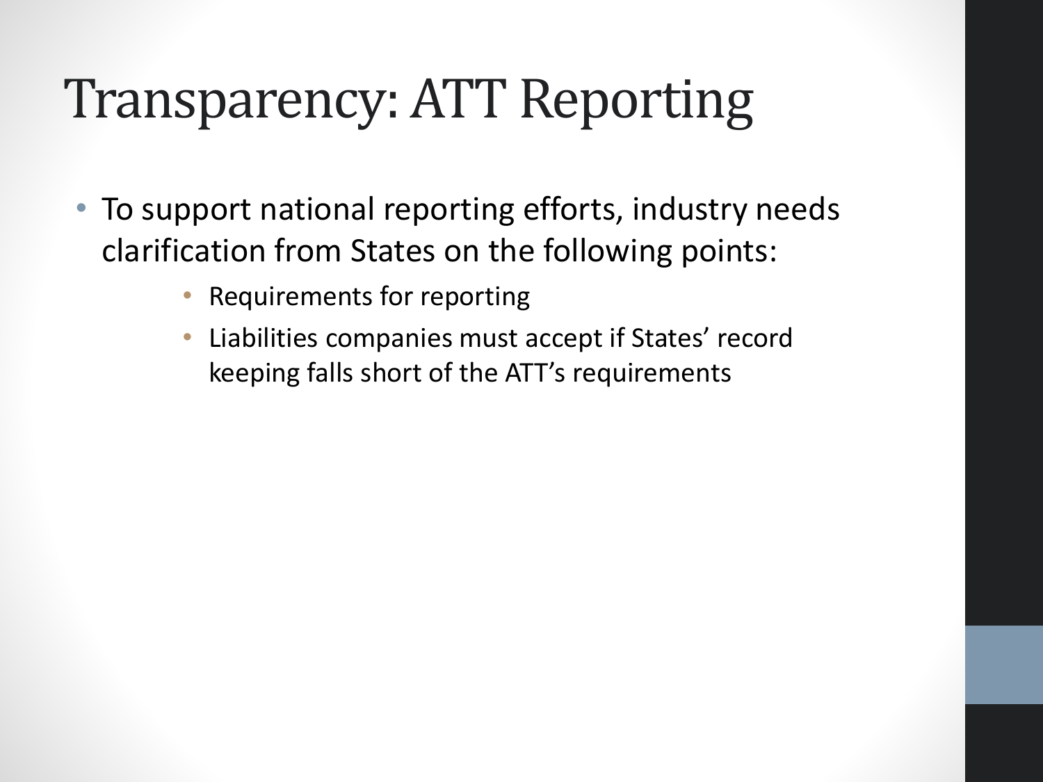# Transparency: ATT Reporting

- To support national reporting efforts, industry needs clarification from States on the following points:
  - Requirements for reporting
  - Liabilities companies must accept if States' record keeping falls short of the ATT's requirements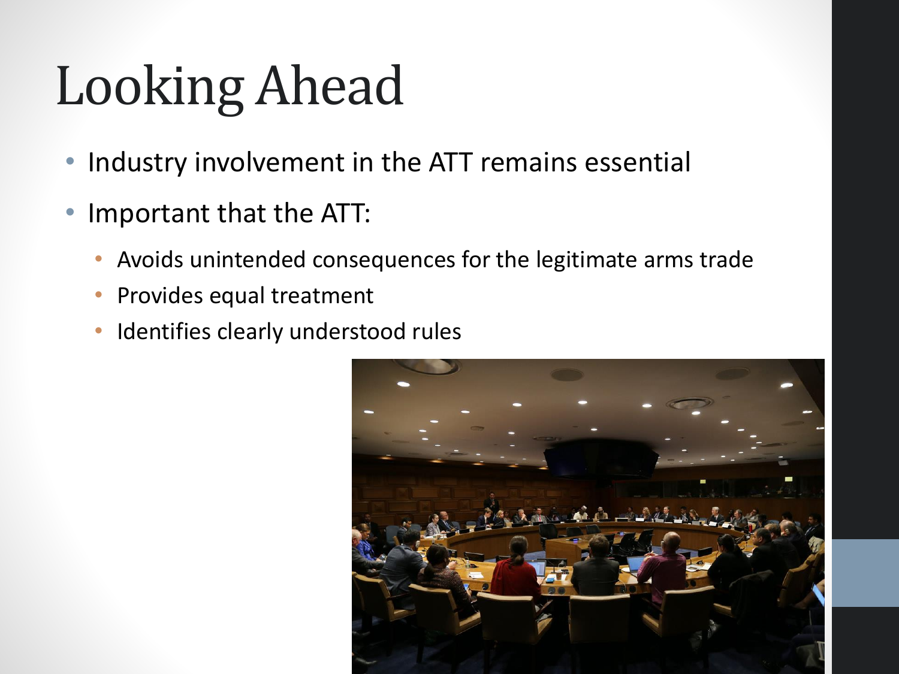# Looking Ahead

- Industry involvement in the ATT remains essential
- Important that the ATT:
  - Avoids unintended consequences for the legitimate arms trade
  - Provides equal treatment
  - Identifies clearly understood rules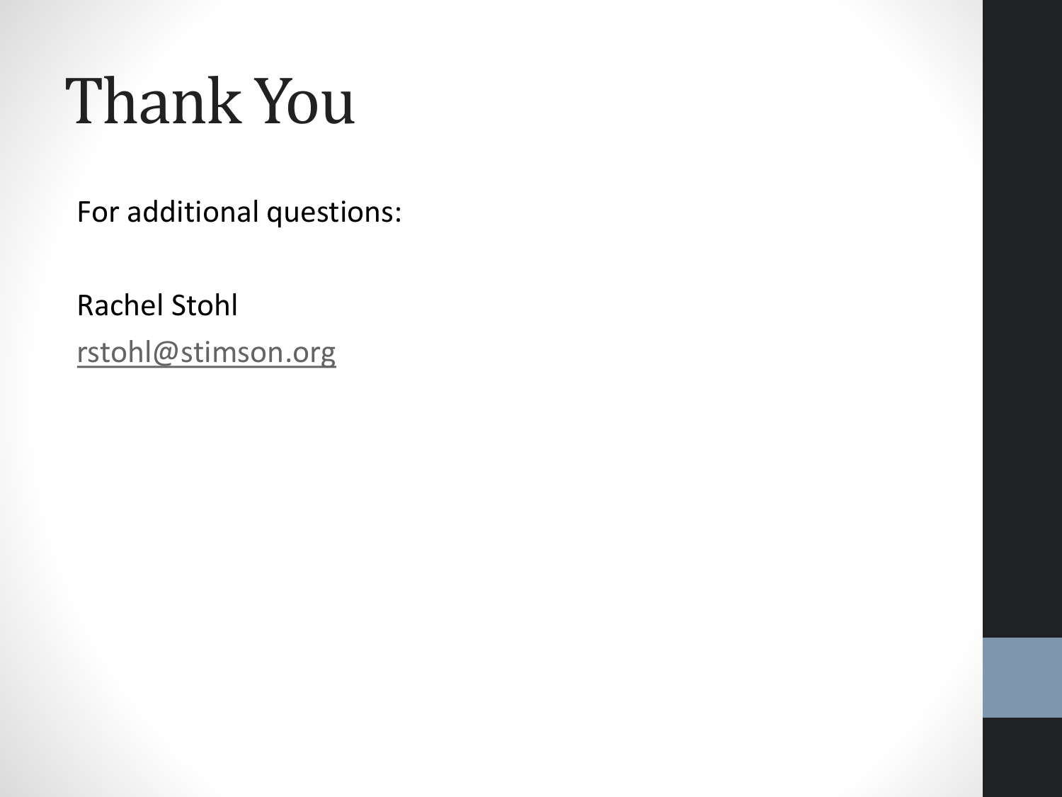# Thank You

For additional questions:

Rachel Stohl

rstohl@stimson.org